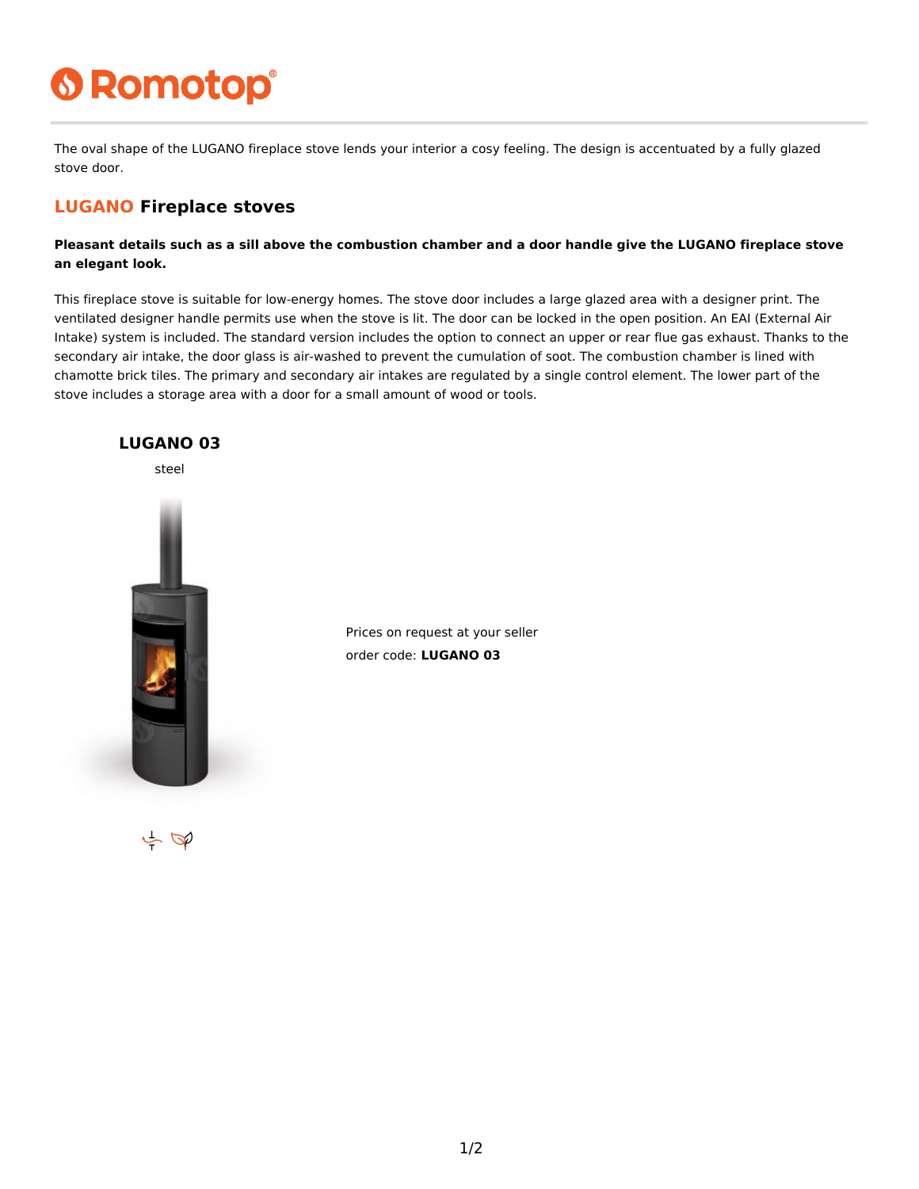# Romotop

The oval shape of the LUGANO fireplace stove lends your interior a cosy feeling. The design is accentuated by a fully glazed stove door.

## LUGANO Fireplace stoves

**Pleasant details such as a sill above the combustion chamber and a door handle give the LUGANO fireplace stove an elegant look.**

This fireplace stove is suitable for low-energy homes. The stove door includes a large glazed area with a designer print. The ventilated designer handle permits use when the stove is lit. The door can be locked in the open position. An EAI (External Air Intake) system is included. The standard version includes the option to connect an upper or rear flue gas exhaust. Thanks to the secondary air intake, the door glass is air-washed to prevent the cumulation of soot. The combustion chamber is lined with chamotte brick tiles. The primary and secondary air intakes are regulated by a single control element. The lower part of the stove includes a storage area with a door for a small amount of wood or tools.

### LUGANO 03

steel

Prices on request at your seller

order code: **LUGANO 03**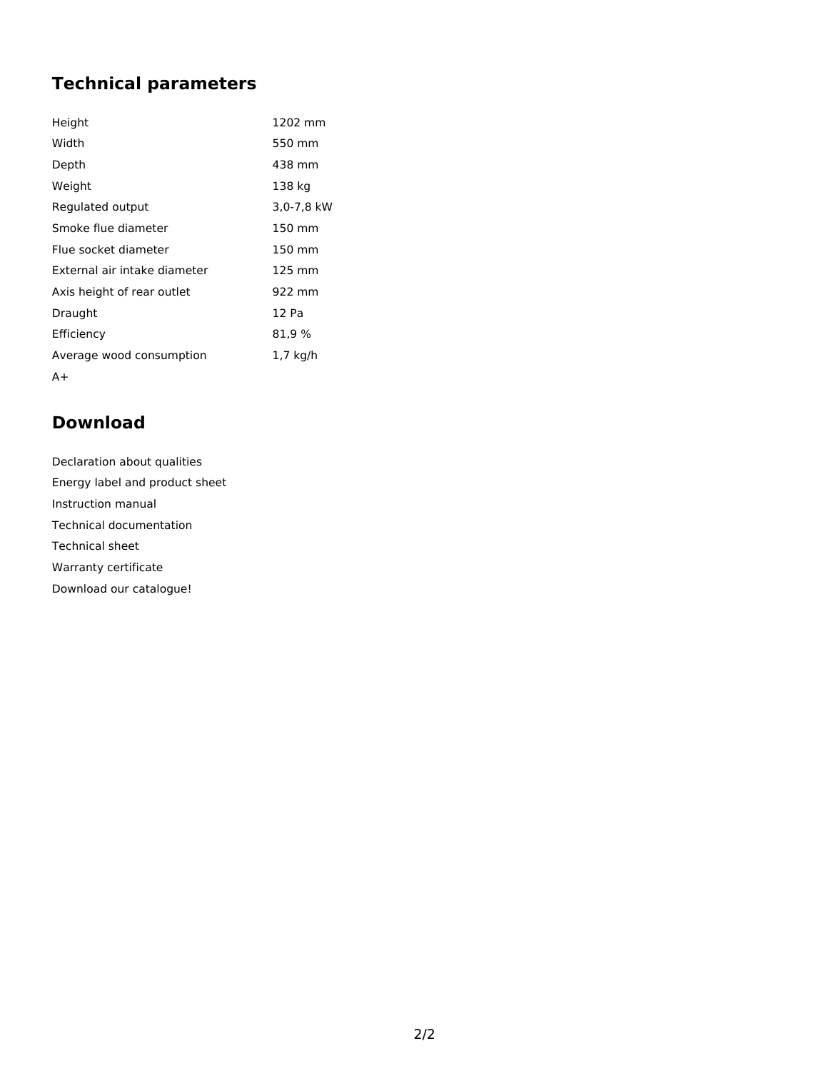## Technical parameters

| | |
|---|---|
| Height | 1202 mm |
| Width | 550 mm |
| Depth | 438 mm |
| Weight | 138 kg |
| Regulated output | 3,0-7,8 kW |
| Smoke flue diameter | 150 mm |
| Flue socket diameter | 150 mm |
| External air intake diameter | 125 mm |
| Axis height of rear outlet | 922 mm |
| Draught | 12 Pa |
| Efficiency | 81,9 % |
| Average wood consumption | 1,7 kg/h |
| A+ | |

## Download

Declaration about qualities

Energy label and product sheet

Instruction manual

Technical documentation

Technical sheet

Warranty certificate

Download our catalogue!